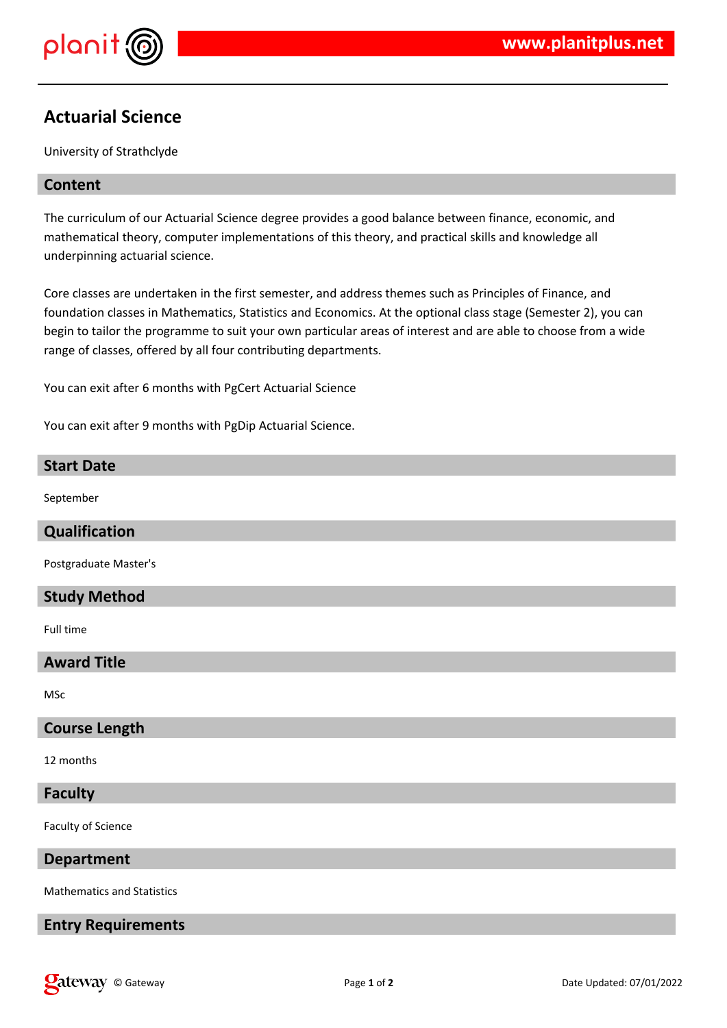# Actuarial Science

University of Strathclyde

## Content

The curriculum of our Actuarial Science degree provides a good balance between finance, economic, and mathematical theory, computer implementations of this theory, and practical skills and knowledge all underpinning actuarial science.

Core classes are undertaken in the first semester, and address themes such as Principles of Finance, and foundation classes in Mathematics, Statistics and Economics. At the optional class stage (Semester 2), you can begin to tailor the programme to suit your own particular areas of interest and are able to choose from a wide range of classes, offered by all four contributing departments.

You can exit after 6 months with PgCert Actuarial Science

You can exit after 9 months with PgDip Actuarial Science.

## Start Date

September

## Qualification

Postgraduate Master's

## Study Method

Full time

## Award Title

MSc

## Course Length

12 months

## Faculty

Faculty of Science

## Department

Mathematics and Statistics

## Entry Requirements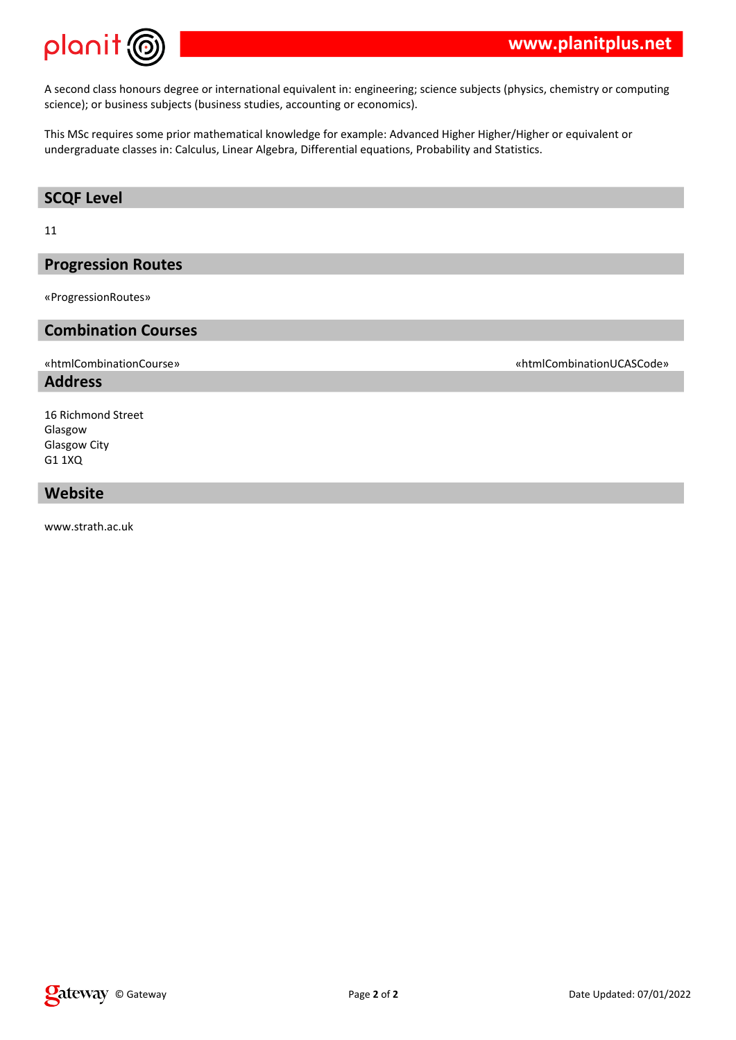A second class honours degree or international equivalent in: engineering; science subjects (physics, chemistry or computing science); or business subjects (business studies, accounting or economics).

This MSc requires some prior mathematical knowledge for example: Advanced Higher Higher/Higher or equivalent or undergraduate classes in: Calculus, Linear Algebra, Differential equations, Probability and Statistics.

## SCQF Level

11

## Progression Routes

«ProgressionRoutes»

## Combination Courses

«htmlCombinationCourse» «htmlCombinationUCASCode»

## Address

16 Richmond Street
Glasgow
Glasgow City
G1 1XQ

## Website

www.strath.ac.uk